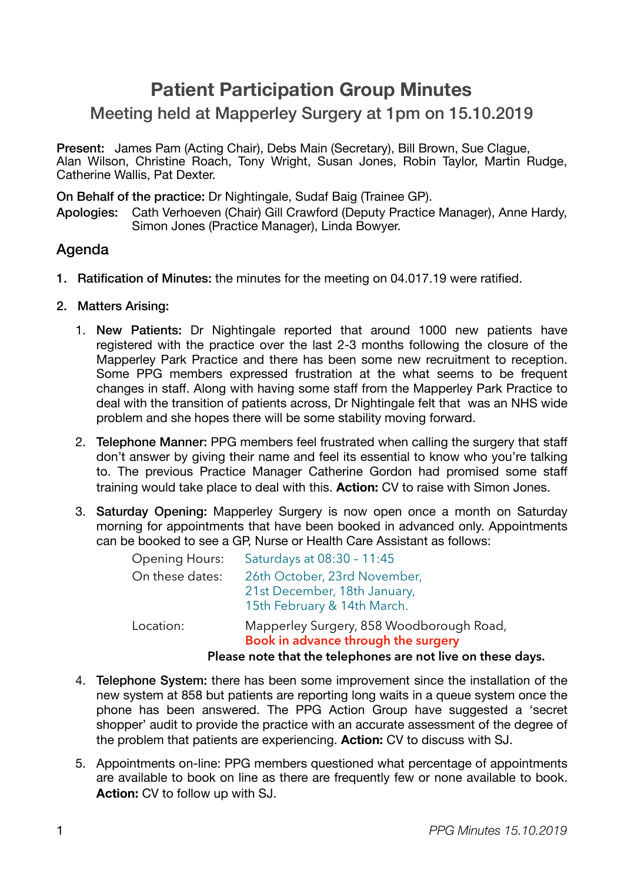# Patient Participation Group Minutes

## Meeting held at Mapperley Surgery at 1pm on 15.10.2019

**Present:** James Pam (Acting Chair), Debs Main (Secretary), Bill Brown, Sue Clague, Alan Wilson, Christine Roach, Tony Wright, Susan Jones, Robin Taylor, Martin Rudge, Catherine Wallis, Pat Dexter.

**On Behalf of the practice:** Dr Nightingale, Sudaf Baig (Trainee GP).

**Apologies:** Cath Verhoeven (Chair) Gill Crawford (Deputy Practice Manager), Anne Hardy, Simon Jones (Practice Manager), Linda Bowyer.

### Agenda

1. **Ratification of Minutes:** the minutes for the meeting on 04.017.19 were ratified.

2. **Matters Arising:**

    1. **New Patients:** Dr Nightingale reported that around 1000 new patients have registered with the practice over the last 2-3 months following the closure of the Mapperley Park Practice and there has been some new recruitment to reception. Some PPG members expressed frustration at the what seems to be frequent changes in staff. Along with having some staff from the Mapperley Park Practice to deal with the transition of patients across, Dr Nightingale felt that was an NHS wide problem and she hopes there will be some stability moving forward.

    2. **Telephone Manner:** PPG members feel frustrated when calling the surgery that staff don't answer by giving their name and feel its essential to know who you're talking to. The previous Practice Manager Catherine Gordon had promised some staff training would take place to deal with this. **Action:** CV to raise with Simon Jones.

    3. **Saturday Opening:** Mapperley Surgery is now open once a month on Saturday morning for appointments that have been booked in advanced only. Appointments can be booked to see a GP, Nurse or Health Care Assistant as follows:

        Opening Hours: Saturdays at 08:30 – 11:45

        On these dates: 26th October, 23rd November, 21st December, 18th January, 15th February & 14th March.

        Location: Mapperley Surgery, 858 Woodborough Road,
        **Book in advance through the surgery**

        **Please note that the telephones are not live on these days.**

    4. **Telephone System:** there has been some improvement since the installation of the new system at 858 but patients are reporting long waits in a queue system once the phone has been answered. The PPG Action Group have suggested a 'secret shopper' audit to provide the practice with an accurate assessment of the degree of the problem that patients are experiencing. **Action:** CV to discuss with SJ.

    5. Appointments on-line: PPG members questioned what percentage of appointments are available to book on line as there are frequently few or none available to book. **Action:** CV to follow up with SJ.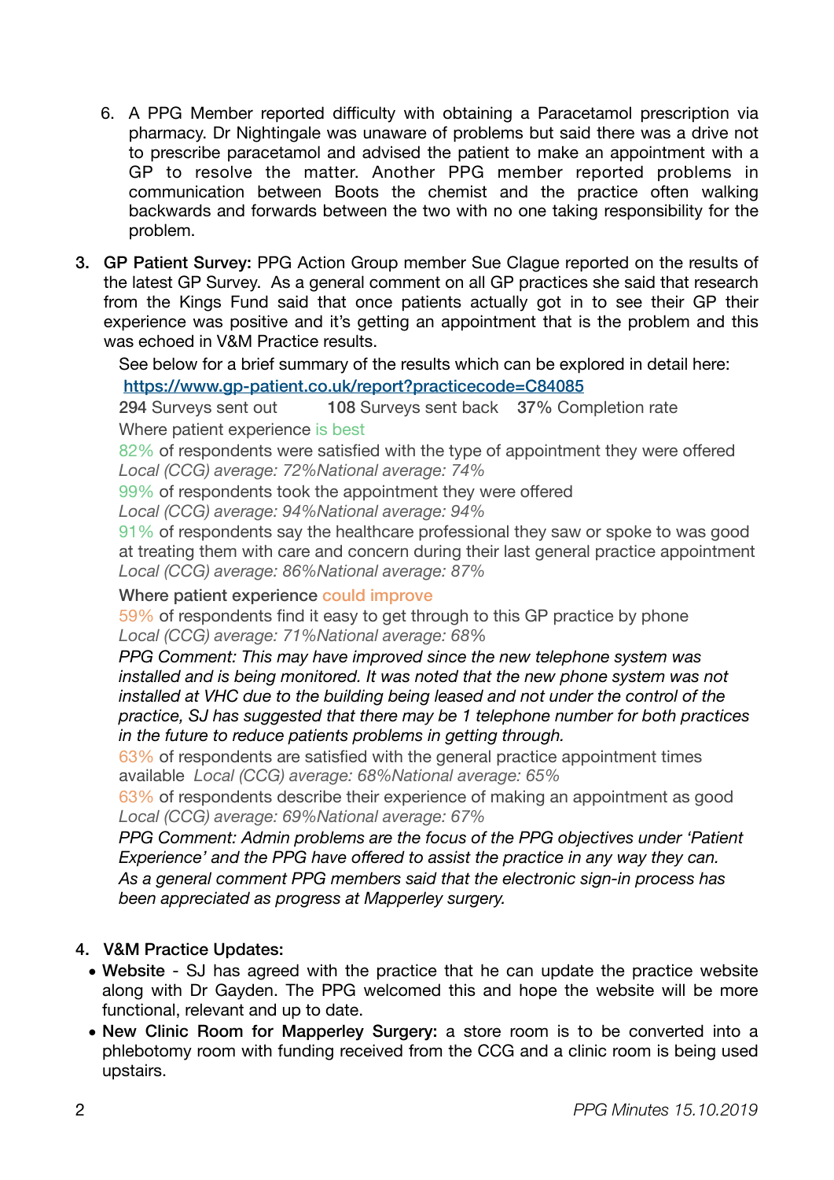6. A PPG Member reported difficulty with obtaining a Paracetamol prescription via pharmacy. Dr Nightingale was unaware of problems but said there was a drive not to prescribe paracetamol and advised the patient to make an appointment with a GP to resolve the matter. Another PPG member reported problems in communication between Boots the chemist and the practice often walking backwards and forwards between the two with no one taking responsibility for the problem.

3. **GP Patient Survey:** PPG Action Group member Sue Clague reported on the results of the latest GP Survey. As a general comment on all GP practices she said that research from the Kings Fund said that once patients actually got in to see their GP their experience was positive and it's getting an appointment that is the problem and this was echoed in V&M Practice results.

   See below for a brief summary of the results which can be explored in detail here: https://www.gp-patient.co.uk/report?practicecode=C84085

   **294** Surveys sent out **108** Surveys sent back **37%** Completion rate

   Where patient experience is best

   82% of respondents were satisfied with the type of appointment they were offered
   *Local (CCG) average: 72%National average: 74%*

   99% of respondents took the appointment they were offered
   *Local (CCG) average: 94%National average: 94%*

   91% of respondents say the healthcare professional they saw or spoke to was good at treating them with care and concern during their last general practice appointment
   *Local (CCG) average: 86%National average: 87%*

   Where patient experience could improve

   59% of respondents find it easy to get through to this GP practice by phone
   *Local (CCG) average: 71%National average: 68%*

   *PPG Comment: This may have improved since the new telephone system was installed and is being monitored. It was noted that the new phone system was not installed at VHC due to the building being leased and not under the control of the practice, SJ has suggested that there may be 1 telephone number for both practices in the future to reduce patients problems in getting through.*

   63% of respondents are satisfied with the general practice appointment times available *Local (CCG) average: 68%National average: 65%*

   63% of respondents describe their experience of making an appointment as good
   *Local (CCG) average: 69%National average: 67%*

   *PPG Comment: Admin problems are the focus of the PPG objectives under 'Patient Experience' and the PPG have offered to assist the practice in any way they can. As a general comment PPG members said that the electronic sign-in process has been appreciated as progress at Mapperley surgery.*

4. **V&M Practice Updates:**
   - **Website** - SJ has agreed with the practice that he can update the practice website along with Dr Gayden. The PPG welcomed this and hope the website will be more functional, relevant and up to date.
   - **New Clinic Room for Mapperley Surgery:** a store room is to be converted into a phlebotomy room with funding received from the CCG and a clinic room is being used upstairs.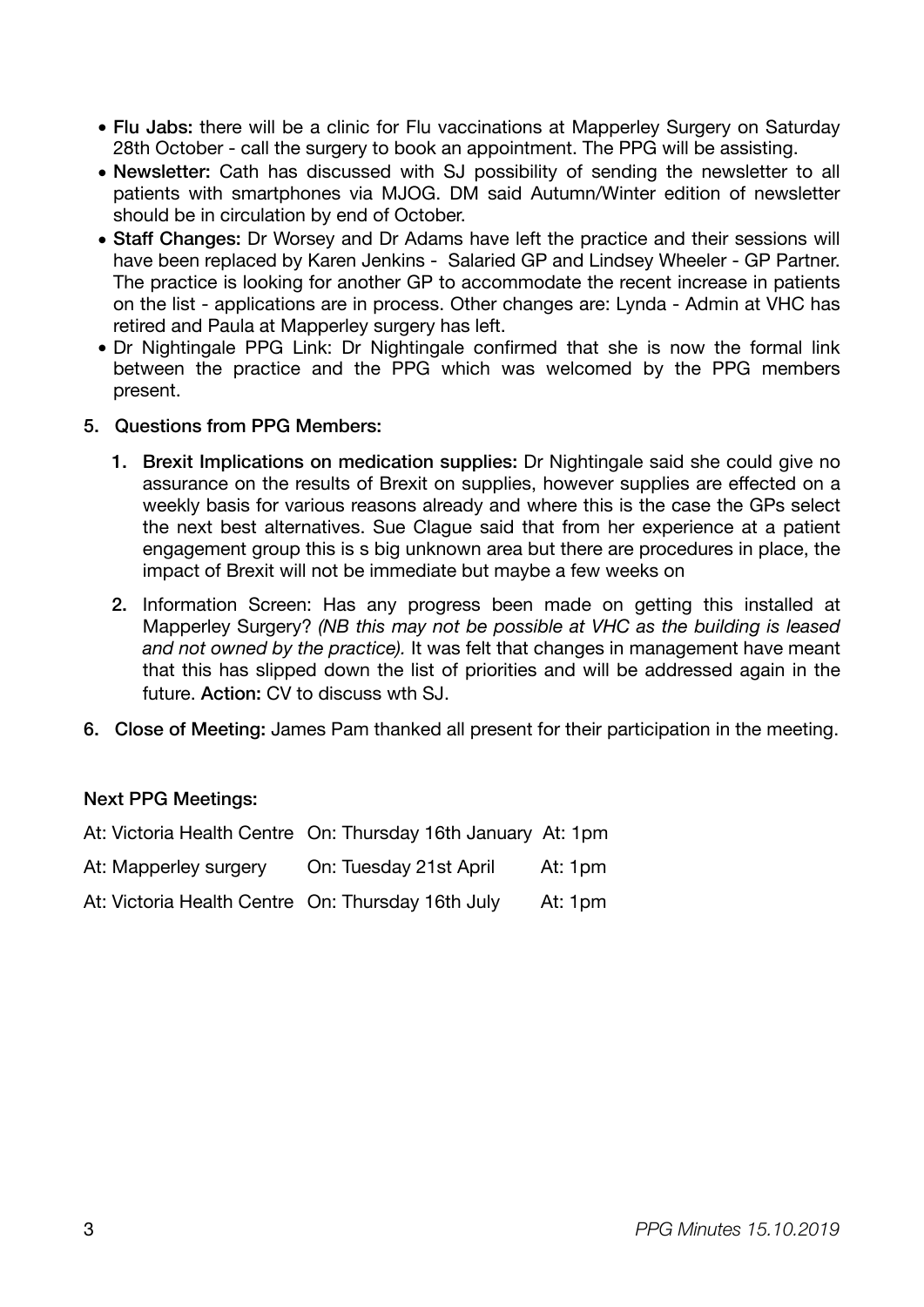- **Flu Jabs:** there will be a clinic for Flu vaccinations at Mapperley Surgery on Saturday 28th October - call the surgery to book an appointment. The PPG will be assisting.
- **Newsletter:** Cath has discussed with SJ possibility of sending the newsletter to all patients with smartphones via MJOG. DM said Autumn/Winter edition of newsletter should be in circulation by end of October.
- **Staff Changes:** Dr Worsey and Dr Adams have left the practice and their sessions will have been replaced by Karen Jenkins - Salaried GP and Lindsey Wheeler - GP Partner. The practice is looking for another GP to accommodate the recent increase in patients on the list - applications are in process. Other changes are: Lynda - Admin at VHC has retired and Paula at Mapperley surgery has left.
- Dr Nightingale PPG Link: Dr Nightingale confirmed that she is now the formal link between the practice and the PPG which was welcomed by the PPG members present.

5. **Questions from PPG Members:**

    1. **Brexit Implications on medication supplies:** Dr Nightingale said she could give no assurance on the results of Brexit on supplies, however supplies are effected on a weekly basis for various reasons already and where this is the case the GPs select the next best alternatives. Sue Clague said that from her experience at a patient engagement group this is s big unknown area but there are procedures in place, the impact of Brexit will not be immediate but maybe a few weeks on

    2. Information Screen: Has any progress been made on getting this installed at Mapperley Surgery? *(NB this may not be possible at VHC as the building is leased and not owned by the practice).* It was felt that changes in management have meant that this has slipped down the list of priorities and will be addressed again in the future. **Action:** CV to discuss wth SJ.

6. **Close of Meeting:** James Pam thanked all present for their participation in the meeting.

**Next PPG Meetings:**

| | | |
|---|---|---|
| At: Victoria Health Centre | On: Thursday 16th January | At: 1pm |
| At: Mapperley surgery | On: Tuesday 21st April | At: 1pm |
| At: Victoria Health Centre | On: Thursday 16th July | At: 1pm |